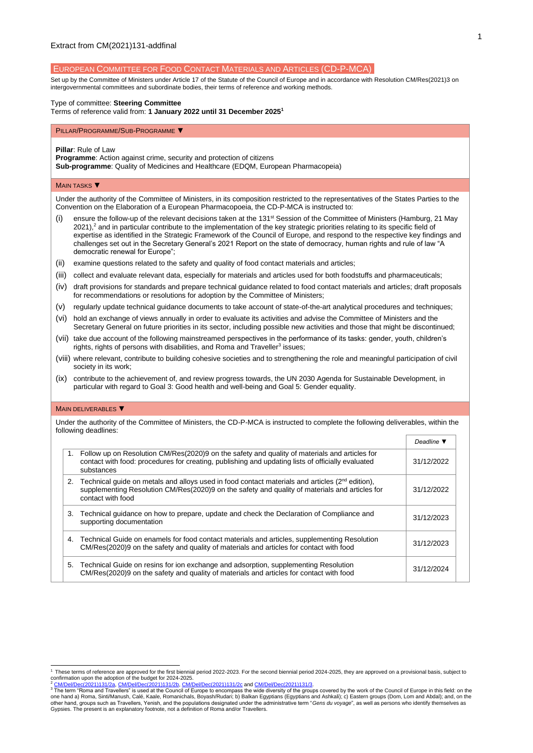Extract from CM(2021)131-addfinal

## EUROPEAN COMMITTEE FOR FOOD CONTACT MATERIALS AND ARTICLES (CD-P-MCA)

Set up by the Committee of Ministers under Article 17 of the Statute of the Council of Europe and in accordance with Resolution CM/Res(2021)3 on intergovernmental committees and subordinate bodies, their terms of reference and working methods.

Type of committee: **Steering Committee**

Terms of reference valid from: **1 January 2022 until 31 December 2025**[1]

### PILLAR/PROGRAMME/SUB-PROGRAMME ▼

**Pillar**: Rule of Law

**Programme**: Action against crime, security and protection of citizens

**Sub-programme**: Quality of Medicines and Healthcare (EDQM, European Pharmacopeia)

### MAIN TASKS ▼

Under the authority of the Committee of Ministers, in its composition restricted to the representatives of the States Parties to the Convention on the Elaboration of a European Pharmacopoeia, the CD-P-MCA is instructed to:

(i) ensure the follow-up of the relevant decisions taken at the 131st Session of the Committee of Ministers (Hamburg, 21 May 2021),[2] and in particular contribute to the implementation of the key strategic priorities relating to its specific field of expertise as identified in the Strategic Framework of the Council of Europe, and respond to the respective key findings and challenges set out in the Secretary General's 2021 Report on the state of democracy, human rights and rule of law "A democratic renewal for Europe";

(ii) examine questions related to the safety and quality of food contact materials and articles;

(iii) collect and evaluate relevant data, especially for materials and articles used for both foodstuffs and pharmaceuticals;

(iv) draft provisions for standards and prepare technical guidance related to food contact materials and articles; draft proposals for recommendations or resolutions for adoption by the Committee of Ministers;

(v) regularly update technical guidance documents to take account of state-of-the-art analytical procedures and techniques;

(vi) hold an exchange of views annually in order to evaluate its activities and advise the Committee of Ministers and the Secretary General on future priorities in its sector, including possible new activities and those that might be discontinued;

(vii) take due account of the following mainstreamed perspectives in the performance of its tasks: gender, youth, children's rights, rights of persons with disabilities, and Roma and Traveller[3] issues;

(viii) where relevant, contribute to building cohesive societies and to strengthening the role and meaningful participation of civil society in its work;

(ix) contribute to the achievement of, and review progress towards, the UN 2030 Agenda for Sustainable Development, in particular with regard to Goal 3: Good health and well-being and Goal 5: Gender equality.

### MAIN DELIVERABLES ▼

Under the authority of the Committee of Ministers, the CD-P-MCA is instructed to complete the following deliverables, within the following deadlines:

| | Deliverable | *Deadline* ▼ |
|---|---|---|
| 1. | Follow up on Resolution CM/Res(2020)9 on the safety and quality of materials and articles for contact with food: procedures for creating, publishing and updating lists of officially evaluated substances | 31/12/2022 |
| 2. | Technical guide on metals and alloys used in food contact materials and articles (2nd edition), supplementing Resolution CM/Res(2020)9 on the safety and quality of materials and articles for contact with food | 31/12/2022 |
| 3. | Technical guidance on how to prepare, update and check the Declaration of Compliance and supporting documentation | 31/12/2023 |
| 4. | Technical Guide on enamels for food contact materials and articles, supplementing Resolution CM/Res(2020)9 on the safety and quality of materials and articles for contact with food | 31/12/2023 |
| 5. | Technical Guide on resins for ion exchange and adsorption, supplementing Resolution CM/Res(2020)9 on the safety and quality of materials and articles for contact with food | 31/12/2024 |

---

[1] These terms of reference are approved for the first biennial period 2022-2023. For the second biennial period 2024-2025, they are approved on a provisional basis, subject to confirmation upon the adoption of the budget for 2024-2025.

[2] CM/Del/Dec(2021)131/2a, CM/Del/Dec(2021)131/2b, CM/Del/Dec(2021)131/2c and CM/Del/Dec(2021)131/3.

[3] The term "Roma and Travellers" is used at the Council of Europe to encompass the wide diversity of the groups covered by the work of the Council of Europe in this field: on the one hand a) Roma, Sinti/Manush, Calé, Kaale, Romanichals, Boyash/Rudari; b) Balkan Egyptians (Egyptians and Ashkali); c) Eastern groups (Dom, Lom and Abdal); and, on the other hand, groups such as Travellers, Yenish, and the populations designated under the administrative term "*Gens du voyage*", as well as persons who identify themselves as Gypsies. The present is an explanatory footnote, not a definition of Roma and/or Travellers.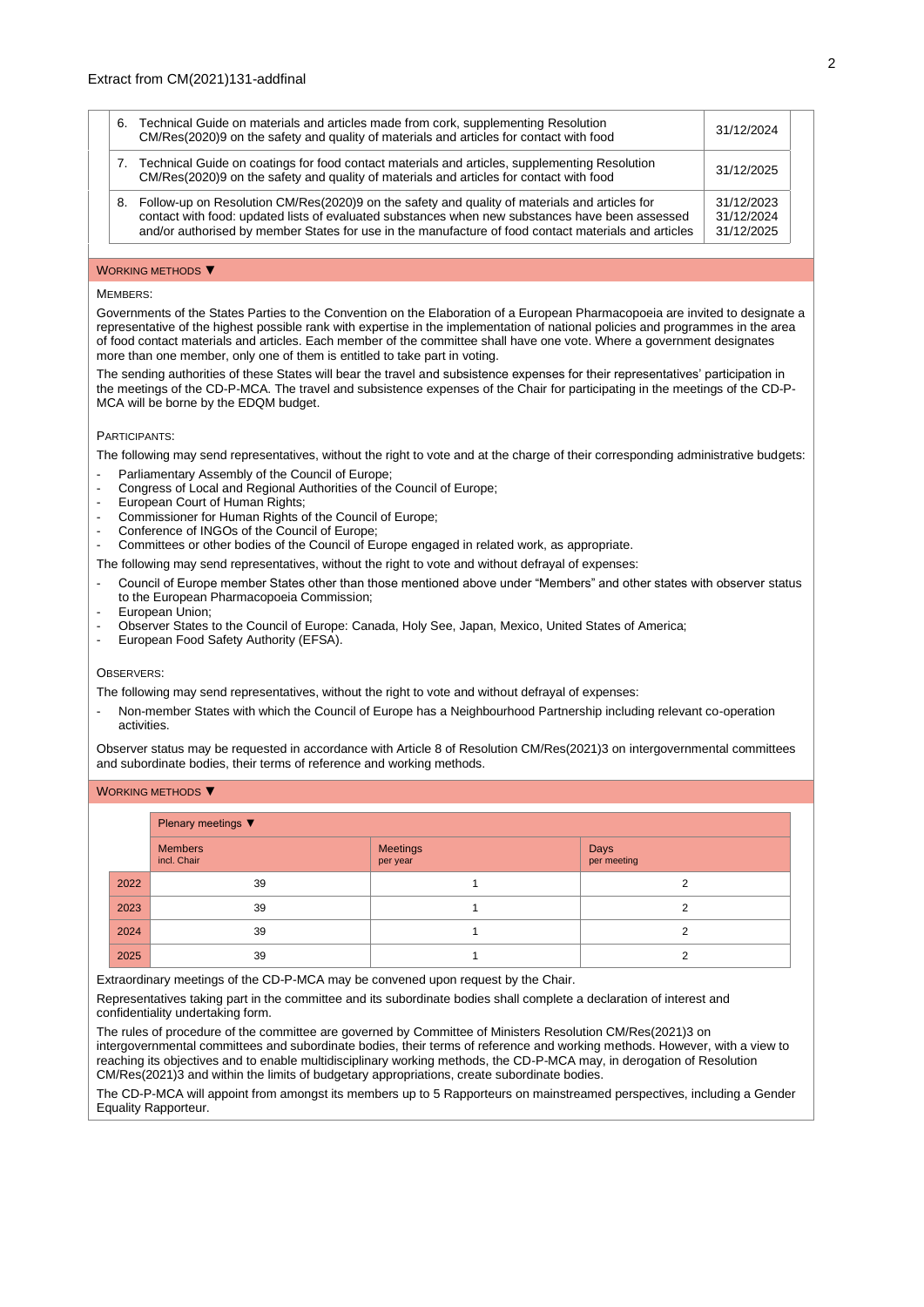Extract from CM(2021)131-addfinal

| | |
|---|---|
| 6. Technical Guide on materials and articles made from cork, supplementing Resolution CM/Res(2020)9 on the safety and quality of materials and articles for contact with food | 31/12/2024 |
| 7. Technical Guide on coatings for food contact materials and articles, supplementing Resolution CM/Res(2020)9 on the safety and quality of materials and articles for contact with food | 31/12/2025 |
| 8. Follow-up on Resolution CM/Res(2020)9 on the safety and quality of materials and articles for contact with food: updated lists of evaluated substances when new substances have been assessed and/or authorised by member States for use in the manufacture of food contact materials and articles | 31/12/2023<br>31/12/2024<br>31/12/2025 |

## WORKING METHODS ▼

MEMBERS:

Governments of the States Parties to the Convention on the Elaboration of a European Pharmacopoeia are invited to designate a representative of the highest possible rank with expertise in the implementation of national policies and programmes in the area of food contact materials and articles. Each member of the committee shall have one vote. Where a government designates more than one member, only one of them is entitled to take part in voting.

The sending authorities of these States will bear the travel and subsistence expenses for their representatives' participation in the meetings of the CD-P-MCA. The travel and subsistence expenses of the Chair for participating in the meetings of the CD-P-MCA will be borne by the EDQM budget.

PARTICIPANTS:

The following may send representatives, without the right to vote and at the charge of their corresponding administrative budgets:

- Parliamentary Assembly of the Council of Europe;
- Congress of Local and Regional Authorities of the Council of Europe;
- European Court of Human Rights;
- Commissioner for Human Rights of the Council of Europe;
- Conference of INGOs of the Council of Europe;
- Committees or other bodies of the Council of Europe engaged in related work, as appropriate.

The following may send representatives, without the right to vote and without defrayal of expenses:

- Council of Europe member States other than those mentioned above under "Members" and other states with observer status to the European Pharmacopoeia Commission;
- European Union;
- Observer States to the Council of Europe: Canada, Holy See, Japan, Mexico, United States of America;
- European Food Safety Authority (EFSA).

OBSERVERS:

The following may send representatives, without the right to vote and without defrayal of expenses:

- Non-member States with which the Council of Europe has a Neighbourhood Partnership including relevant co-operation activities.

Observer status may be requested in accordance with Article 8 of Resolution CM/Res(2021)3 on intergovernmental committees and subordinate bodies, their terms of reference and working methods.

## WORKING METHODS ▼

| | Plenary meetings ▼ | | |
|---|---|---|---|
| | Members incl. Chair | Meetings per year | Days per meeting |
| 2022 | 39 | 1 | 2 |
| 2023 | 39 | 1 | 2 |
| 2024 | 39 | 1 | 2 |
| 2025 | 39 | 1 | 2 |

Extraordinary meetings of the CD-P-MCA may be convened upon request by the Chair.

Representatives taking part in the committee and its subordinate bodies shall complete a declaration of interest and confidentiality undertaking form.

The rules of procedure of the committee are governed by Committee of Ministers Resolution CM/Res(2021)3 on intergovernmental committees and subordinate bodies, their terms of reference and working methods. However, with a view to reaching its objectives and to enable multidisciplinary working methods, the CD-P-MCA may, in derogation of Resolution CM/Res(2021)3 and within the limits of budgetary appropriations, create subordinate bodies.

The CD-P-MCA will appoint from amongst its members up to 5 Rapporteurs on mainstreamed perspectives, including a Gender Equality Rapporteur.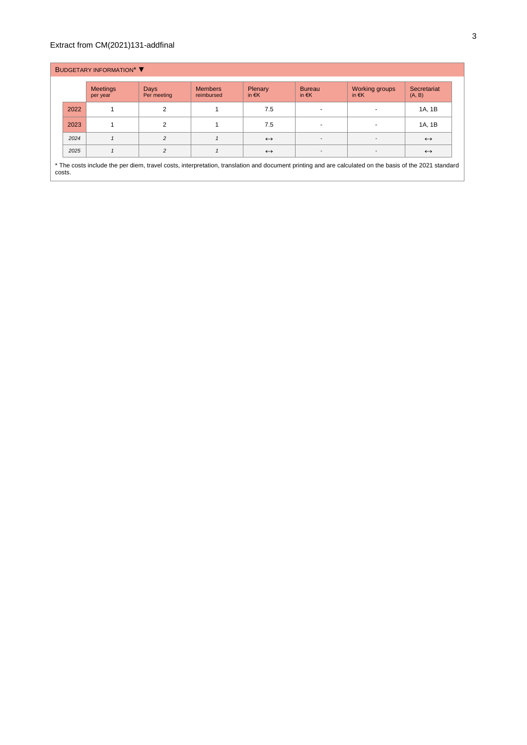Extract from CM(2021)131-addfinal

BUDGETARY INFORMATION* ▼

| | Meetings per year | Days Per meeting | Members reimbursed | Plenary in €K | Bureau in €K | Working groups in €K | Secretariat (A, B) |
|---|---|---|---|---|---|---|---|
| 2022 | 1 | 2 | 1 | 7.5 | - | - | 1A, 1B |
| 2023 | 1 | 2 | 1 | 7.5 | - | - | 1A, 1B |
| *2024* | *1* | *2* | *1* | ↔ | - | - | ↔ |
| *2025* | *1* | *2* | *1* | ↔ | - | - | ↔ |

* The costs include the per diem, travel costs, interpretation, translation and document printing and are calculated on the basis of the 2021 standard costs.